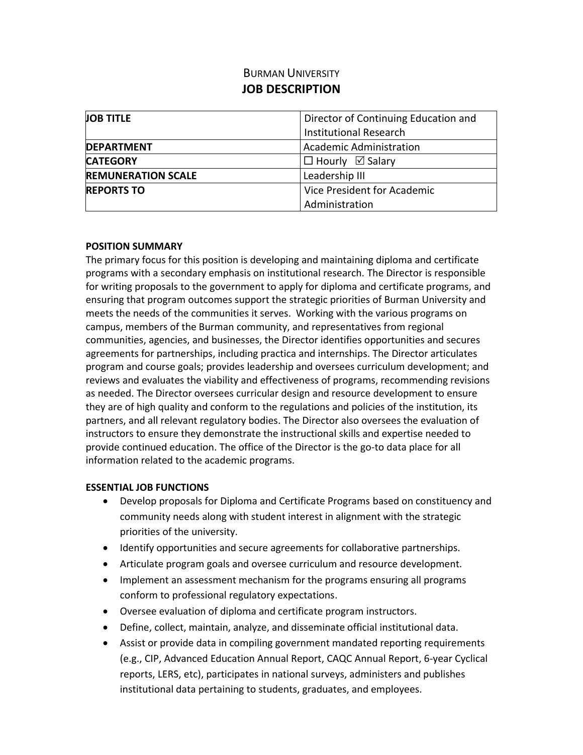# BURMAN UNIVERSITY
## JOB DESCRIPTION

| | |
|---|---|
| **JOB TITLE** | Director of Continuing Education and Institutional Research |
| **DEPARTMENT** | Academic Administration |
| **CATEGORY** | ☐ Hourly ☑ Salary |
| **REMUNERATION SCALE** | Leadership III |
| **REPORTS TO** | Vice President for Academic Administration |

**POSITION SUMMARY**

The primary focus for this position is developing and maintaining diploma and certificate programs with a secondary emphasis on institutional research. The Director is responsible for writing proposals to the government to apply for diploma and certificate programs, and ensuring that program outcomes support the strategic priorities of Burman University and meets the needs of the communities it serves. Working with the various programs on campus, members of the Burman community, and representatives from regional communities, agencies, and businesses, the Director identifies opportunities and secures agreements for partnerships, including practica and internships. The Director articulates program and course goals; provides leadership and oversees curriculum development; and reviews and evaluates the viability and effectiveness of programs, recommending revisions as needed. The Director oversees curricular design and resource development to ensure they are of high quality and conform to the regulations and policies of the institution, its partners, and all relevant regulatory bodies. The Director also oversees the evaluation of instructors to ensure they demonstrate the instructional skills and expertise needed to provide continued education. The office of the Director is the go-to data place for all information related to the academic programs.

**ESSENTIAL JOB FUNCTIONS**

- Develop proposals for Diploma and Certificate Programs based on constituency and community needs along with student interest in alignment with the strategic priorities of the university.
- Identify opportunities and secure agreements for collaborative partnerships.
- Articulate program goals and oversee curriculum and resource development.
- Implement an assessment mechanism for the programs ensuring all programs conform to professional regulatory expectations.
- Oversee evaluation of diploma and certificate program instructors.
- Define, collect, maintain, analyze, and disseminate official institutional data.
- Assist or provide data in compiling government mandated reporting requirements (e.g., CIP, Advanced Education Annual Report, CAQC Annual Report, 6-year Cyclical reports, LERS, etc), participates in national surveys, administers and publishes institutional data pertaining to students, graduates, and employees.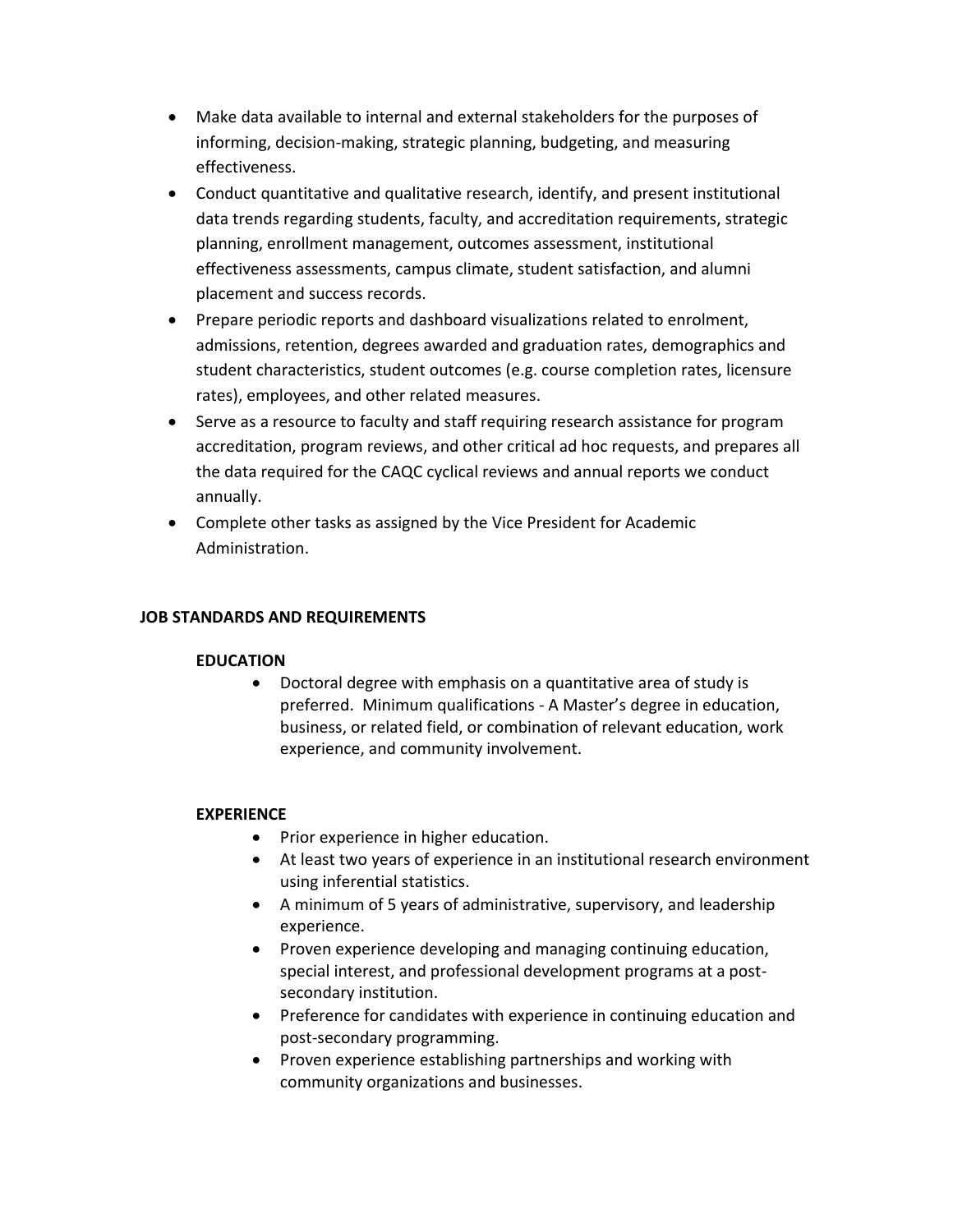- Make data available to internal and external stakeholders for the purposes of informing, decision-making, strategic planning, budgeting, and measuring effectiveness.
- Conduct quantitative and qualitative research, identify, and present institutional data trends regarding students, faculty, and accreditation requirements, strategic planning, enrollment management, outcomes assessment, institutional effectiveness assessments, campus climate, student satisfaction, and alumni placement and success records.
- Prepare periodic reports and dashboard visualizations related to enrolment, admissions, retention, degrees awarded and graduation rates, demographics and student characteristics, student outcomes (e.g. course completion rates, licensure rates), employees, and other related measures.
- Serve as a resource to faculty and staff requiring research assistance for program accreditation, program reviews, and other critical ad hoc requests, and prepares all the data required for the CAQC cyclical reviews and annual reports we conduct annually.
- Complete other tasks as assigned by the Vice President for Academic Administration.

## JOB STANDARDS AND REQUIREMENTS

### EDUCATION

- Doctoral degree with emphasis on a quantitative area of study is preferred. Minimum qualifications - A Master's degree in education, business, or related field, or combination of relevant education, work experience, and community involvement.

### EXPERIENCE

- Prior experience in higher education.
- At least two years of experience in an institutional research environment using inferential statistics.
- A minimum of 5 years of administrative, supervisory, and leadership experience.
- Proven experience developing and managing continuing education, special interest, and professional development programs at a post-secondary institution.
- Preference for candidates with experience in continuing education and post-secondary programming.
- Proven experience establishing partnerships and working with community organizations and businesses.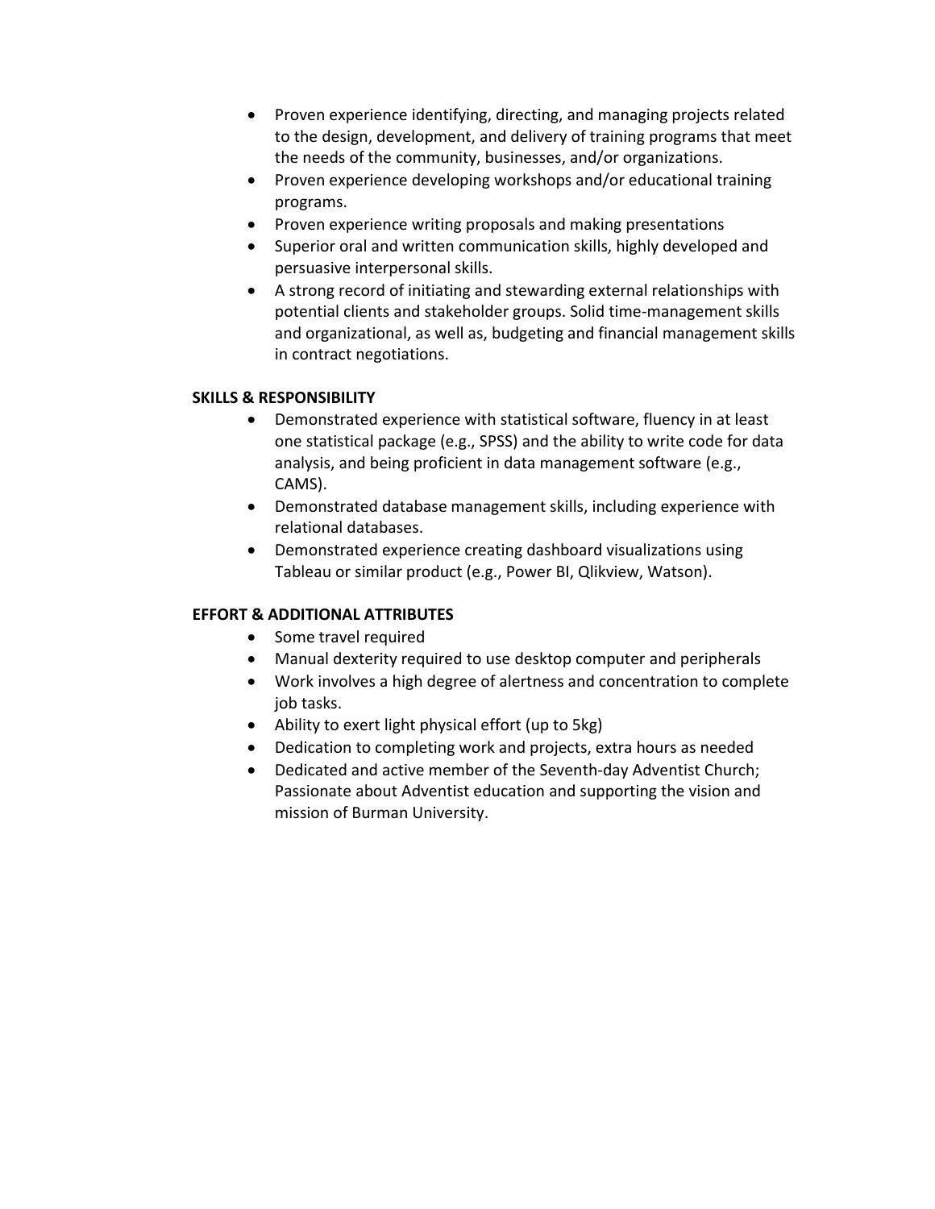- Proven experience identifying, directing, and managing projects related to the design, development, and delivery of training programs that meet the needs of the community, businesses, and/or organizations.
- Proven experience developing workshops and/or educational training programs.
- Proven experience writing proposals and making presentations
- Superior oral and written communication skills, highly developed and persuasive interpersonal skills.
- A strong record of initiating and stewarding external relationships with potential clients and stakeholder groups. Solid time-management skills and organizational, as well as, budgeting and financial management skills in contract negotiations.

**SKILLS & RESPONSIBILITY**

- Demonstrated experience with statistical software, fluency in at least one statistical package (e.g., SPSS) and the ability to write code for data analysis, and being proficient in data management software (e.g., CAMS).
- Demonstrated database management skills, including experience with relational databases.
- Demonstrated experience creating dashboard visualizations using Tableau or similar product (e.g., Power BI, Qlikview, Watson).

**EFFORT & ADDITIONAL ATTRIBUTES**

- Some travel required
- Manual dexterity required to use desktop computer and peripherals
- Work involves a high degree of alertness and concentration to complete job tasks.
- Ability to exert light physical effort (up to 5kg)
- Dedication to completing work and projects, extra hours as needed
- Dedicated and active member of the Seventh-day Adventist Church; Passionate about Adventist education and supporting the vision and mission of Burman University.